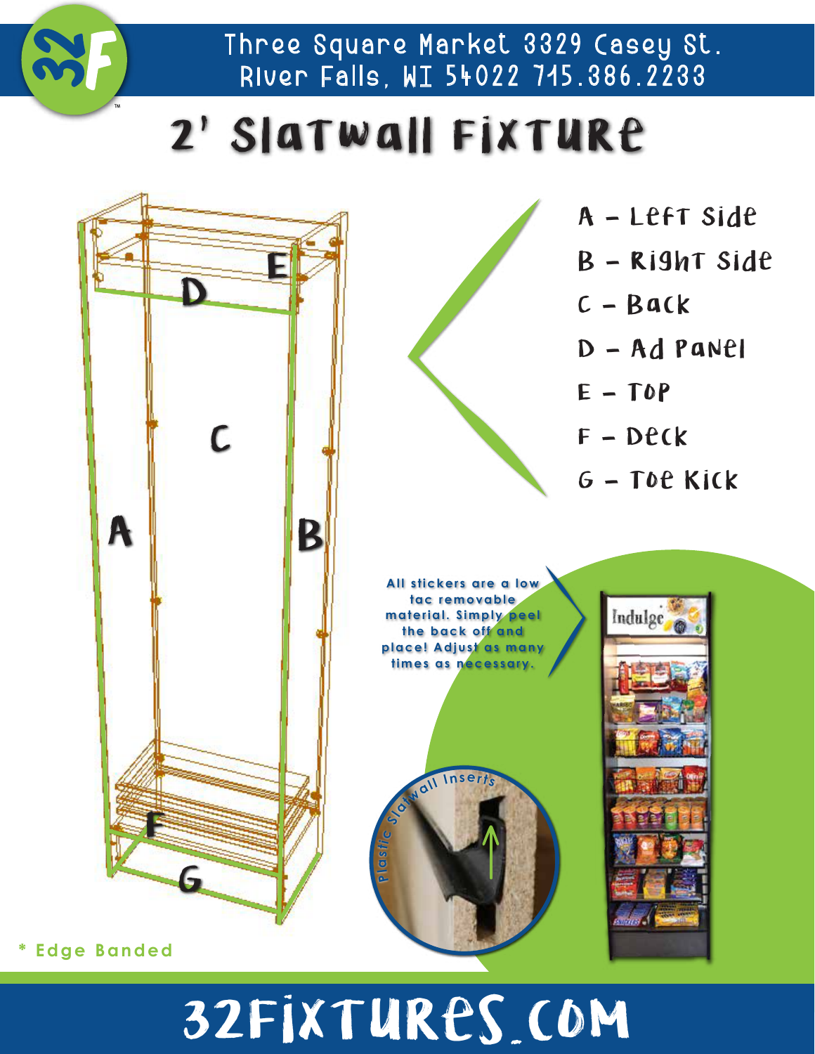Three Square Market 3329 Casey St. River Falls, WI 54022 715.386.2233

# 2' Slatwall Fixture

- A – Left Side
- B – Right Side
- C – Back
- D – Ad Panel
- E – Top
- F – Deck
- G – Toe Kick

All stickers are a low tac removable material. Simply peel the back off and place! Adjust as many times as necessary.

Plastic Slatwall Inserts

* Edge Banded

32FIXTURES.COM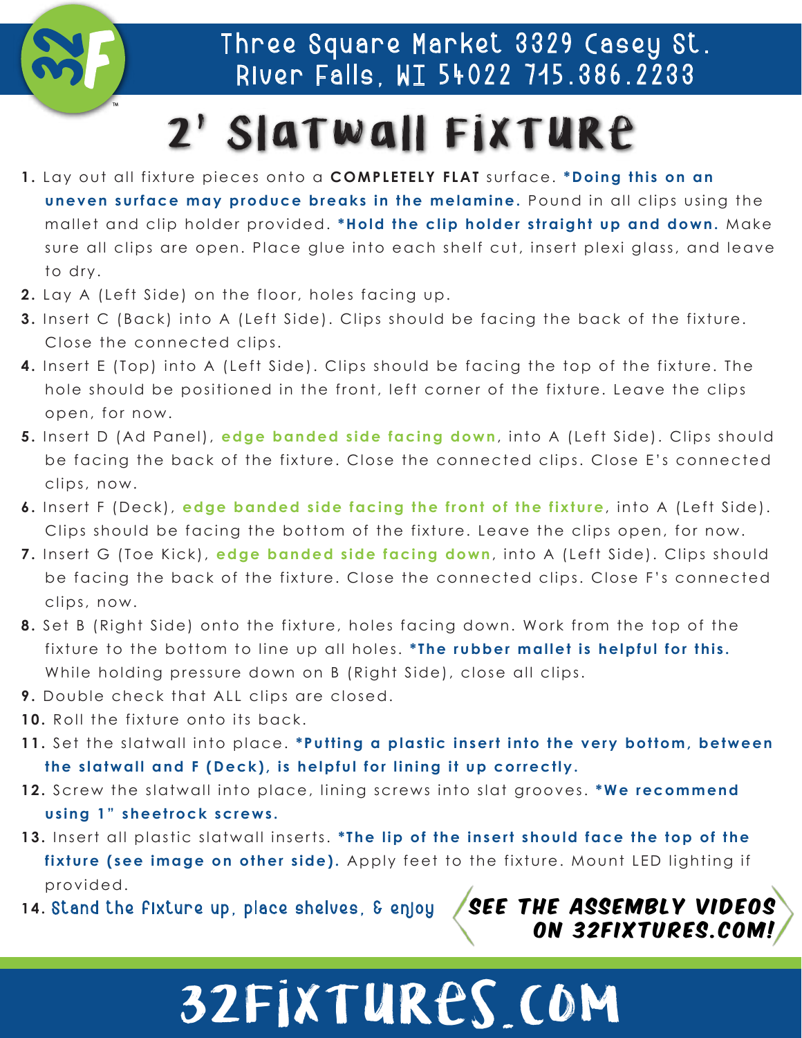Three Square Market 3329 Casey St. River Falls, WI 54022 715.386.2233

# 2' Slatwall Fixture

1. Lay out all fixture pieces onto a **COMPLETELY FLAT** surface. ***Doing this on an uneven surface may produce breaks in the melamine.** Pound in all clips using the mallet and clip holder provided. ***Hold the clip holder straight up and down.** Make sure all clips are open. Place glue into each shelf cut, insert plexi glass, and leave to dry.
2. Lay A (Left Side) on the floor, holes facing up.
3. Insert C (Back) into A (Left Side). Clips should be facing the back of the fixture. Close the connected clips.
4. Insert E (Top) into A (Left Side). Clips should be facing the top of the fixture. The hole should be positioned in the front, left corner of the fixture. Leave the clips open, for now.
5. Insert D (Ad Panel), **edge banded side facing down**, into A (Left Side). Clips should be facing the back of the fixture. Close the connected clips. Close E's connected clips, now.
6. Insert F (Deck), **edge banded side facing the front of the fixture**, into A (Left Side). Clips should be facing the bottom of the fixture. Leave the clips open, for now.
7. Insert G (Toe Kick), **edge banded side facing down**, into A (Left Side). Clips should be facing the back of the fixture. Close the connected clips. Close F's connected clips, now.
8. Set B (Right Side) onto the fixture, holes facing down. Work from the top of the fixture to the bottom to line up all holes. ***The rubber mallet is helpful for this.** While holding pressure down on B (Right Side), close all clips.
9. Double check that ALL clips are closed.
10. Roll the fixture onto its back.
11. Set the slatwall into place. ***Putting a plastic insert into the very bottom, between the slatwall and F (Deck), is helpful for lining it up correctly.**
12. Screw the slatwall into place, lining screws into slat grooves. ***We recommend using 1" sheetrock screws.**
13. Insert all plastic slatwall inserts. ***The lip of the insert should face the top of the fixture (see image on other side).** Apply feet to the fixture. Mount LED lighting if provided.
14. Stand the fixture up, place shelves, & enjoy

**SEE THE ASSEMBLY VIDEOS ON 32FIXTURES.COM!**

32FIXTURES.COM